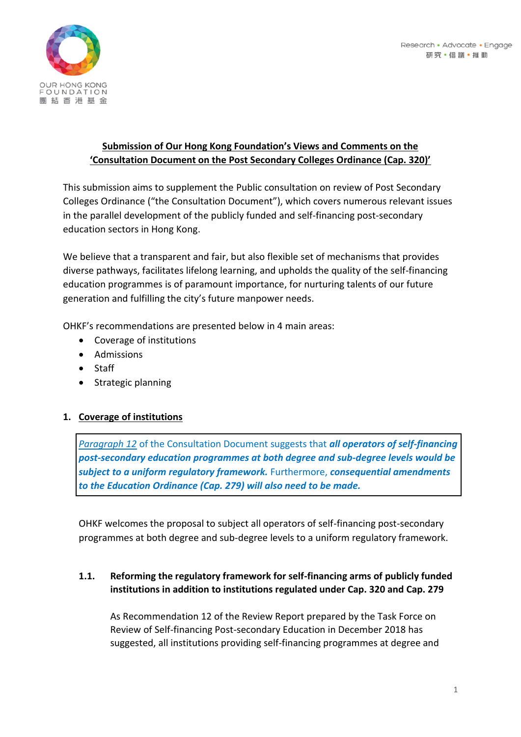**Submission of Our Hong Kong Foundation's Views and Comments on the 'Consultation Document on the Post Secondary Colleges Ordinance (Cap. 320)'**

This submission aims to supplement the Public consultation on review of Post Secondary Colleges Ordinance ("the Consultation Document"), which covers numerous relevant issues in the parallel development of the publicly funded and self-financing post-secondary education sectors in Hong Kong.

We believe that a transparent and fair, but also flexible set of mechanisms that provides diverse pathways, facilitates lifelong learning, and upholds the quality of the self-financing education programmes is of paramount importance, for nurturing talents of our future generation and fulfilling the city's future manpower needs.

OHKF's recommendations are presented below in 4 main areas:

- Coverage of institutions
- Admissions
- Staff
- Strategic planning

## 1. Coverage of institutions

> *Paragraph 12* of the Consultation Document suggests that ***all operators of self-financing post-secondary education programmes at both degree and sub-degree levels would be subject to a uniform regulatory framework.*** Furthermore, ***consequential amendments to the Education Ordinance (Cap. 279) will also need to be made.***

OHKF welcomes the proposal to subject all operators of self-financing post-secondary programmes at both degree and sub-degree levels to a uniform regulatory framework.

### 1.1. Reforming the regulatory framework for self-financing arms of publicly funded institutions in addition to institutions regulated under Cap. 320 and Cap. 279

As Recommendation 12 of the Review Report prepared by the Task Force on Review of Self-financing Post-secondary Education in December 2018 has suggested, all institutions providing self-financing programmes at degree and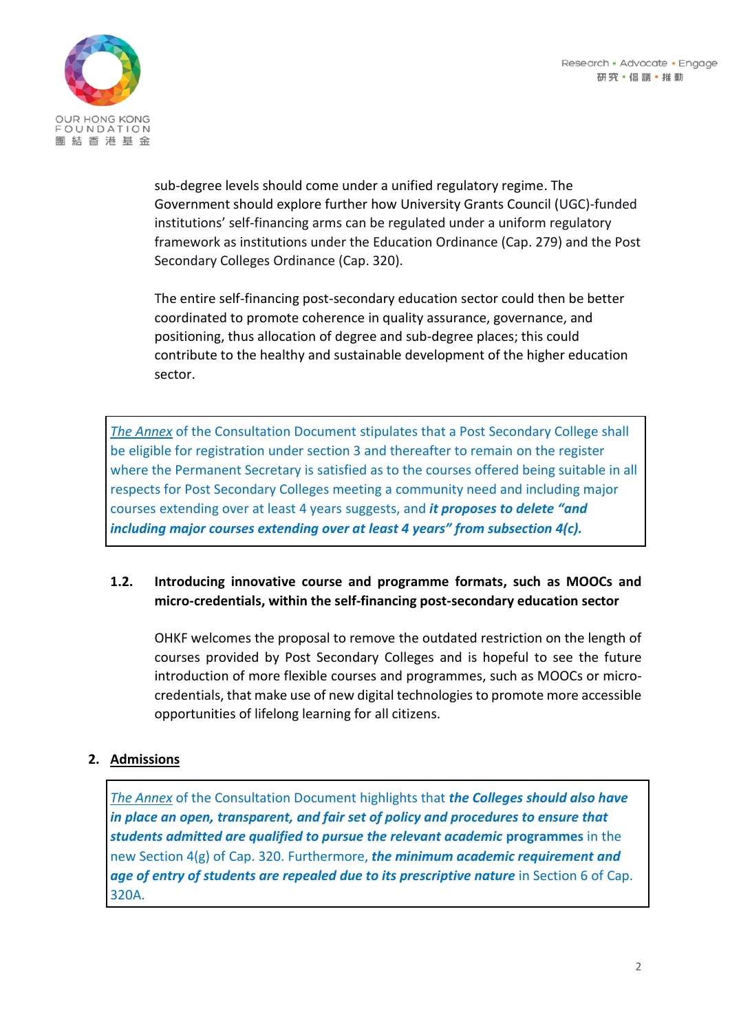sub-degree levels should come under a unified regulatory regime. The Government should explore further how University Grants Council (UGC)-funded institutions' self-financing arms can be regulated under a uniform regulatory framework as institutions under the Education Ordinance (Cap. 279) and the Post Secondary Colleges Ordinance (Cap. 320).

The entire self-financing post-secondary education sector could then be better coordinated to promote coherence in quality assurance, governance, and positioning, thus allocation of degree and sub-degree places; this could contribute to the healthy and sustainable development of the higher education sector.

> The Annex of the Consultation Document stipulates that a Post Secondary College shall be eligible for registration under section 3 and thereafter to remain on the register where the Permanent Secretary is satisfied as to the courses offered being suitable in all respects for Post Secondary Colleges meeting a community need and including major courses extending over at least 4 years suggests, and ***it proposes to delete "and including major courses extending over at least 4 years" from subsection 4(c).***

**1.2. Introducing innovative course and programme formats, such as MOOCs and micro-credentials, within the self-financing post-secondary education sector**

OHKF welcomes the proposal to remove the outdated restriction on the length of courses provided by Post Secondary Colleges and is hopeful to see the future introduction of more flexible courses and programmes, such as MOOCs or micro-credentials, that make use of new digital technologies to promote more accessible opportunities of lifelong learning for all citizens.

**2. Admissions**

> The Annex of the Consultation Document highlights that ***the Colleges should also have in place an open, transparent, and fair set of policy and procedures to ensure that students admitted are qualified to pursue the relevant academic*** **programmes** in the new Section 4(g) of Cap. 320. Furthermore, ***the minimum academic requirement and age of entry of students are repealed due to its prescriptive nature*** in Section 6 of Cap. 320A.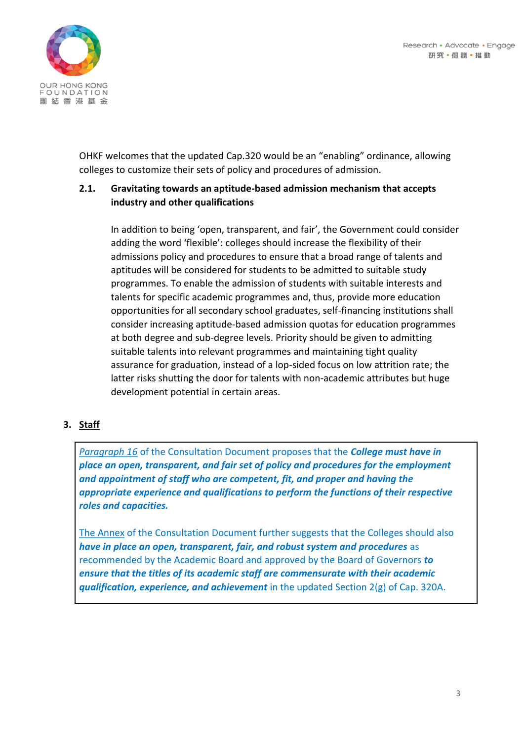OHKF welcomes that the updated Cap.320 would be an "enabling" ordinance, allowing colleges to customize their sets of policy and procedures of admission.

### 2.1. Gravitating towards an aptitude-based admission mechanism that accepts industry and other qualifications

In addition to being 'open, transparent, and fair', the Government could consider adding the word 'flexible': colleges should increase the flexibility of their admissions policy and procedures to ensure that a broad range of talents and aptitudes will be considered for students to be admitted to suitable study programmes. To enable the admission of students with suitable interests and talents for specific academic programmes and, thus, provide more education opportunities for all secondary school graduates, self-financing institutions shall consider increasing aptitude-based admission quotas for education programmes at both degree and sub-degree levels. Priority should be given to admitting suitable talents into relevant programmes and maintaining tight quality assurance for graduation, instead of a lop-sided focus on low attrition rate; the latter risks shutting the door for talents with non-academic attributes but huge development potential in certain areas.

## 3. Staff

> *Paragraph 16* of the Consultation Document proposes that the ***College must have in place an open, transparent, and fair set of policy and procedures for the employment and appointment of staff who are competent, fit, and proper and having the appropriate experience and qualifications to perform the functions of their respective roles and capacities.***
>
> The Annex of the Consultation Document further suggests that the Colleges should also ***have in place an open, transparent, fair, and robust system and procedures*** as recommended by the Academic Board and approved by the Board of Governors ***to ensure that the titles of its academic staff are commensurate with their academic qualification, experience, and achievement*** in the updated Section 2(g) of Cap. 320A.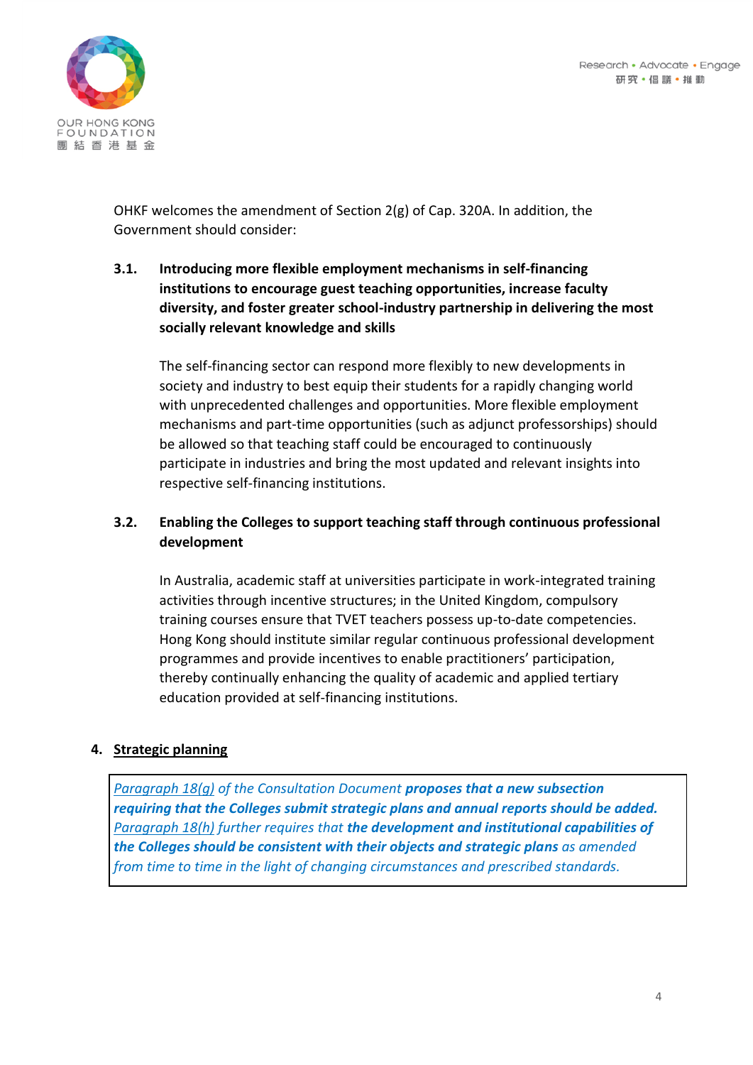OHKF welcomes the amendment of Section 2(g) of Cap. 320A. In addition, the Government should consider:

**3.1. Introducing more flexible employment mechanisms in self-financing institutions to encourage guest teaching opportunities, increase faculty diversity, and foster greater school-industry partnership in delivering the most socially relevant knowledge and skills**

The self-financing sector can respond more flexibly to new developments in society and industry to best equip their students for a rapidly changing world with unprecedented challenges and opportunities. More flexible employment mechanisms and part-time opportunities (such as adjunct professorships) should be allowed so that teaching staff could be encouraged to continuously participate in industries and bring the most updated and relevant insights into respective self-financing institutions.

**3.2. Enabling the Colleges to support teaching staff through continuous professional development**

In Australia, academic staff at universities participate in work-integrated training activities through incentive structures; in the United Kingdom, compulsory training courses ensure that TVET teachers possess up-to-date competencies. Hong Kong should institute similar regular continuous professional development programmes and provide incentives to enable practitioners' participation, thereby continually enhancing the quality of academic and applied tertiary education provided at self-financing institutions.

## 4. Strategic planning

> *Paragraph 18(g) of the Consultation Document* ***proposes that a new subsection requiring that the Colleges submit strategic plans and annual reports should be added.*** *Paragraph 18(h) further requires that* ***the development and institutional capabilities of the Colleges should be consistent with their objects and strategic plans*** *as amended from time to time in the light of changing circumstances and prescribed standards.*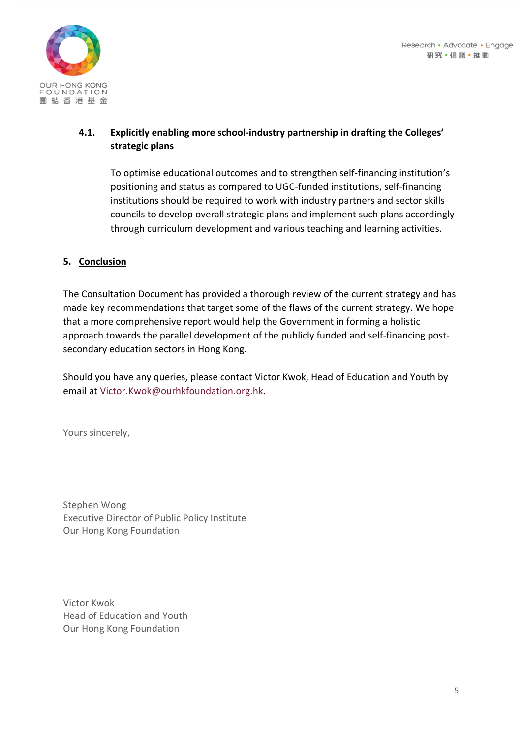#### 4.1. Explicitly enabling more school-industry partnership in drafting the Colleges' strategic plans

To optimise educational outcomes and to strengthen self-financing institution's positioning and status as compared to UGC-funded institutions, self-financing institutions should be required to work with industry partners and sector skills councils to develop overall strategic plans and implement such plans accordingly through curriculum development and various teaching and learning activities.

## 5. Conclusion

The Consultation Document has provided a thorough review of the current strategy and has made key recommendations that target some of the flaws of the current strategy. We hope that a more comprehensive report would help the Government in forming a holistic approach towards the parallel development of the publicly funded and self-financing post-secondary education sectors in Hong Kong.

Should you have any queries, please contact Victor Kwok, Head of Education and Youth by email at Victor.Kwok@ourhkfoundation.org.hk.

Yours sincerely,

Stephen Wong
Executive Director of Public Policy Institute
Our Hong Kong Foundation

Victor Kwok
Head of Education and Youth
Our Hong Kong Foundation